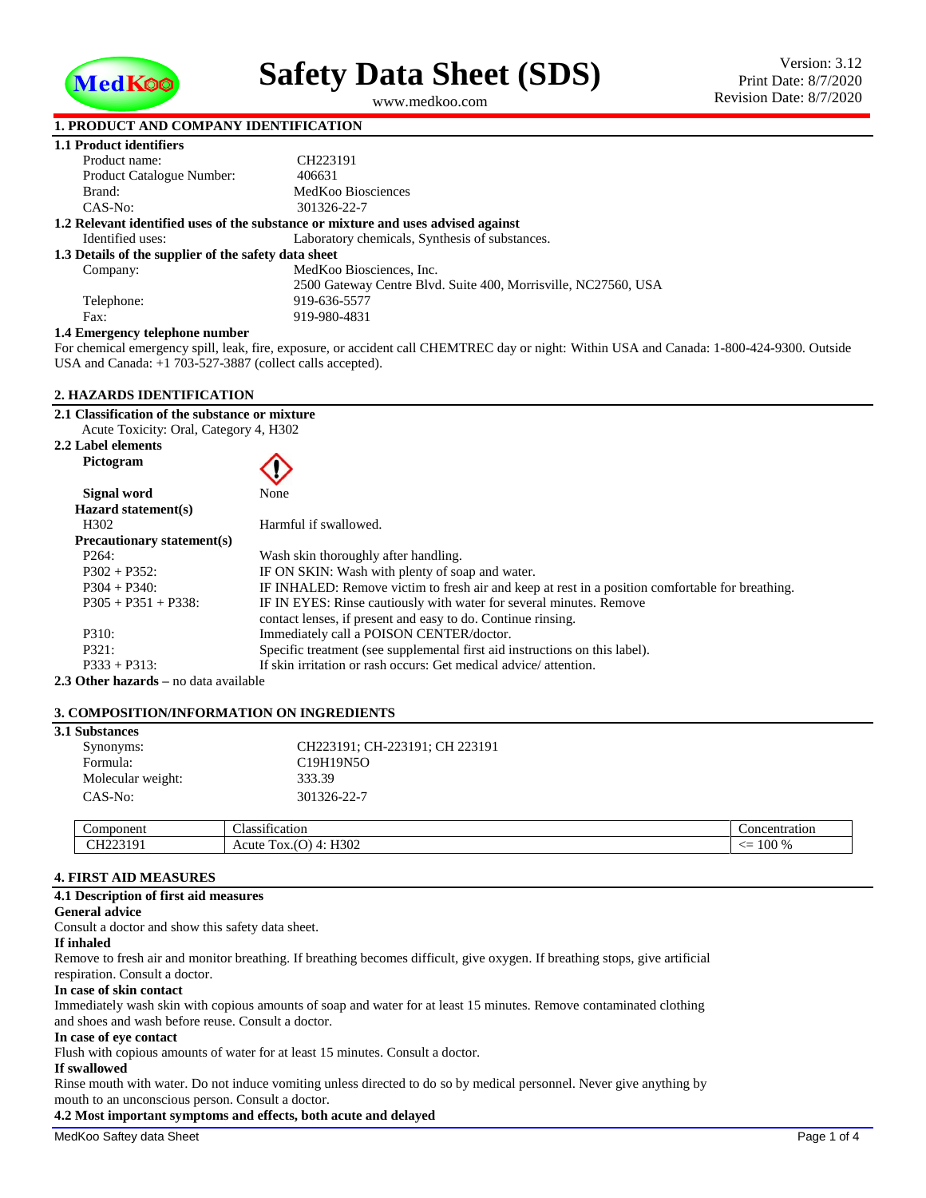# Safety Data Sheet (SDS)

www.medkoo.com

Version: 3.12
Print Date: 8/7/2020
Revision Date: 8/7/2020

## 1. PRODUCT AND COMPANY IDENTIFICATION

### 1.1 Product identifiers

Product name: CH223191
Product Catalogue Number: 406631
Brand: MedKoo Biosciences
CAS-No: 301326-22-7

### 1.2 Relevant identified uses of the substance or mixture and uses advised against

Identified uses: Laboratory chemicals, Synthesis of substances.

### 1.3 Details of the supplier of the safety data sheet

Company: MedKoo Biosciences, Inc.
2500 Gateway Centre Blvd. Suite 400, Morrisville, NC27560, USA
Telephone: 919-636-5577
Fax: 919-980-4831

### 1.4 Emergency telephone number

For chemical emergency spill, leak, fire, exposure, or accident call CHEMTREC day or night: Within USA and Canada: 1-800-424-9300. Outside USA and Canada: +1 703-527-3887 (collect calls accepted).

## 2. HAZARDS IDENTIFICATION

### 2.1 Classification of the substance or mixture

Acute Toxicity: Oral, Category 4, H302

### 2.2 Label elements

**Pictogram**

**Signal word** None

**Hazard statement(s)**

H302 Harmful if swallowed.

**Precautionary statement(s)**

P264: Wash skin thoroughly after handling.
P302 + P352: IF ON SKIN: Wash with plenty of soap and water.
P304 + P340: IF INHALED: Remove victim to fresh air and keep at rest in a position comfortable for breathing.
P305 + P351 + P338: IF IN EYES: Rinse cautiously with water for several minutes. Remove contact lenses, if present and easy to do. Continue rinsing.
P310: Immediately call a POISON CENTER/doctor.
P321: Specific treatment (see supplemental first aid instructions on this label).
P333 + P313: If skin irritation or rash occurs: Get medical advice/ attention.

**2.3 Other hazards** – no data available

## 3. COMPOSITION/INFORMATION ON INGREDIENTS

### 3.1 Substances

Synonyms: CH223191; CH-223191; CH 223191
Formula: $C_{19}H_{19}N_5O$
Molecular weight: 333.39
CAS-No: 301326-22-7

| Component | Classification | Concentration |
|---|---|---|
| CH223191 | Acute Tox.(O) 4: H302 | <= 100 % |

## 4. FIRST AID MEASURES

### 4.1 Description of first aid measures

**General advice**

Consult a doctor and show this safety data sheet.

**If inhaled**

Remove to fresh air and monitor breathing. If breathing becomes difficult, give oxygen. If breathing stops, give artificial respiration. Consult a doctor.

**In case of skin contact**

Immediately wash skin with copious amounts of soap and water for at least 15 minutes. Remove contaminated clothing and shoes and wash before reuse. Consult a doctor.

**In case of eye contact**

Flush with copious amounts of water for at least 15 minutes. Consult a doctor.

**If swallowed**

Rinse mouth with water. Do not induce vomiting unless directed to do so by medical personnel. Never give anything by mouth to an unconscious person. Consult a doctor.

### 4.2 Most important symptoms and effects, both acute and delayed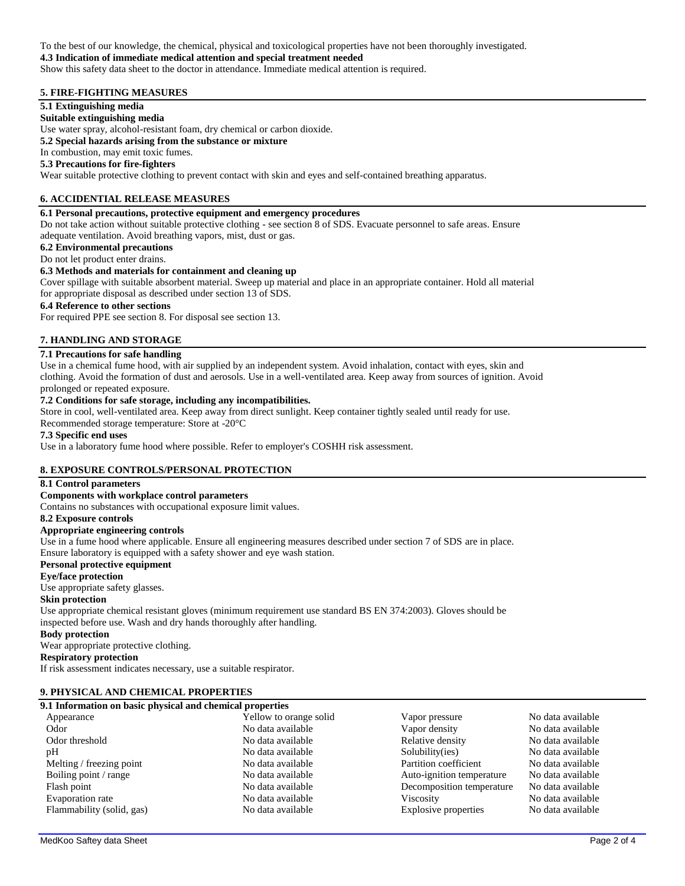To the best of our knowledge, the chemical, physical and toxicological properties have not been thoroughly investigated.

**4.3 Indication of immediate medical attention and special treatment needed**

Show this safety data sheet to the doctor in attendance. Immediate medical attention is required.

## 5. FIRE-FIGHTING MEASURES

**5.1 Extinguishing media**

**Suitable extinguishing media**

Use water spray, alcohol-resistant foam, dry chemical or carbon dioxide.

**5.2 Special hazards arising from the substance or mixture**

In combustion, may emit toxic fumes.

**5.3 Precautions for fire-fighters**

Wear suitable protective clothing to prevent contact with skin and eyes and self-contained breathing apparatus.

## 6. ACCIDENTIAL RELEASE MEASURES

**6.1 Personal precautions, protective equipment and emergency procedures**

Do not take action without suitable protective clothing - see section 8 of SDS. Evacuate personnel to safe areas. Ensure adequate ventilation. Avoid breathing vapors, mist, dust or gas.

**6.2 Environmental precautions**

Do not let product enter drains.

**6.3 Methods and materials for containment and cleaning up**

Cover spillage with suitable absorbent material. Sweep up material and place in an appropriate container. Hold all material for appropriate disposal as described under section 13 of SDS.

**6.4 Reference to other sections**

For required PPE see section 8. For disposal see section 13.

## 7. HANDLING AND STORAGE

**7.1 Precautions for safe handling**

Use in a chemical fume hood, with air supplied by an independent system. Avoid inhalation, contact with eyes, skin and clothing. Avoid the formation of dust and aerosols. Use in a well-ventilated area. Keep away from sources of ignition. Avoid prolonged or repeated exposure.

**7.2 Conditions for safe storage, including any incompatibilities.**

Store in cool, well-ventilated area. Keep away from direct sunlight. Keep container tightly sealed until ready for use.

Recommended storage temperature: Store at -20°C

**7.3 Specific end uses**

Use in a laboratory fume hood where possible. Refer to employer's COSHH risk assessment.

## 8. EXPOSURE CONTROLS/PERSONAL PROTECTION

**8.1 Control parameters**

**Components with workplace control parameters**

Contains no substances with occupational exposure limit values.

**8.2 Exposure controls**

**Appropriate engineering controls**

Use in a fume hood where applicable. Ensure all engineering measures described under section 7 of SDS are in place. Ensure laboratory is equipped with a safety shower and eye wash station.

**Personal protective equipment**

**Eye/face protection**

Use appropriate safety glasses.

**Skin protection**

Use appropriate chemical resistant gloves (minimum requirement use standard BS EN 374:2003). Gloves should be inspected before use. Wash and dry hands thoroughly after handling.

**Body protection**

Wear appropriate protective clothing.

**Respiratory protection**

If risk assessment indicates necessary, use a suitable respirator.

## 9. PHYSICAL AND CHEMICAL PROPERTIES

**9.1 Information on basic physical and chemical properties**

| Property | Value | Property | Value |
|---|---|---|---|
| Appearance | Yellow to orange solid | Vapor pressure | No data available |
| Odor | No data available | Vapor density | No data available |
| Odor threshold | No data available | Relative density | No data available |
| pH | No data available | Solubility(ies) | No data available |
| Melting / freezing point | No data available | Partition coefficient | No data available |
| Boiling point / range | No data available | Auto-ignition temperature | No data available |
| Flash point | No data available | Decomposition temperature | No data available |
| Evaporation rate | No data available | Viscosity | No data available |
| Flammability (solid, gas) | No data available | Explosive properties | No data available |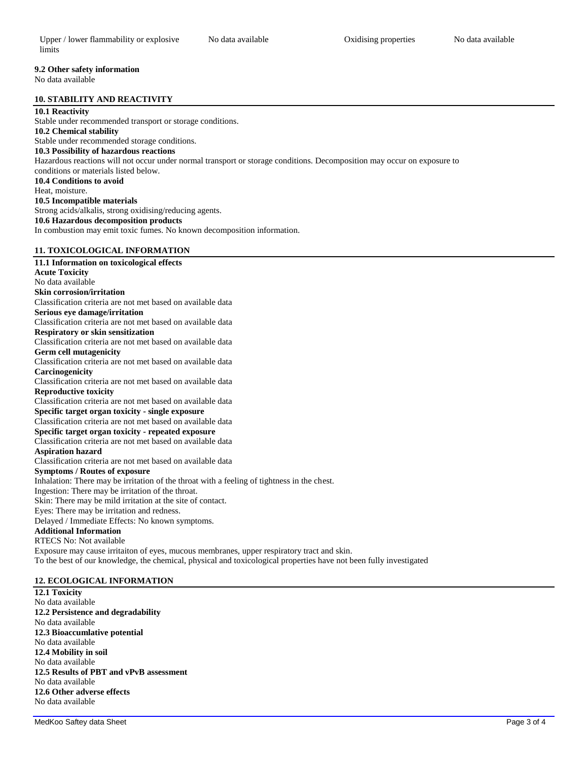| Upper / lower flammability or explosive limits | No data available | Oxidising properties | No data available |
|---|---|---|---|

**9.2 Other safety information**
No data available

## 10. STABILITY AND REACTIVITY

**10.1 Reactivity**
Stable under recommended transport or storage conditions.
**10.2 Chemical stability**
Stable under recommended storage conditions.
**10.3 Possibility of hazardous reactions**
Hazardous reactions will not occur under normal transport or storage conditions. Decomposition may occur on exposure to conditions or materials listed below.
**10.4 Conditions to avoid**
Heat, moisture.
**10.5 Incompatible materials**
Strong acids/alkalis, strong oxidising/reducing agents.
**10.6 Hazardous decomposition products**
In combustion may emit toxic fumes. No known decomposition information.

## 11. TOXICOLOGICAL INFORMATION

**11.1 Information on toxicological effects**
**Acute Toxicity**
No data available
**Skin corrosion/irritation**
Classification criteria are not met based on available data
**Serious eye damage/irritation**
Classification criteria are not met based on available data
**Respiratory or skin sensitization**
Classification criteria are not met based on available data
**Germ cell mutagenicity**
Classification criteria are not met based on available data
**Carcinogenicity**
Classification criteria are not met based on available data
**Reproductive toxicity**
Classification criteria are not met based on available data
**Specific target organ toxicity - single exposure**
Classification criteria are not met based on available data
**Specific target organ toxicity - repeated exposure**
Classification criteria are not met based on available data
**Aspiration hazard**
Classification criteria are not met based on available data
**Symptoms / Routes of exposure**
Inhalation: There may be irritation of the throat with a feeling of tightness in the chest.
Ingestion: There may be irritation of the throat.
Skin: There may be mild irritation at the site of contact.
Eyes: There may be irritation and redness.
Delayed / Immediate Effects: No known symptoms.
**Additional Information**
RTECS No: Not available
Exposure may cause irritaiton of eyes, mucous membranes, upper respiratory tract and skin.
To the best of our knowledge, the chemical, physical and toxicological properties have not been fully investigated

## 12. ECOLOGICAL INFORMATION

**12.1 Toxicity**
No data available
**12.2 Persistence and degradability**
No data available
**12.3 Bioaccumlative potential**
No data available
**12.4 Mobility in soil**
No data available
**12.5 Results of PBT and vPvB assessment**
No data available
**12.6 Other adverse effects**
No data available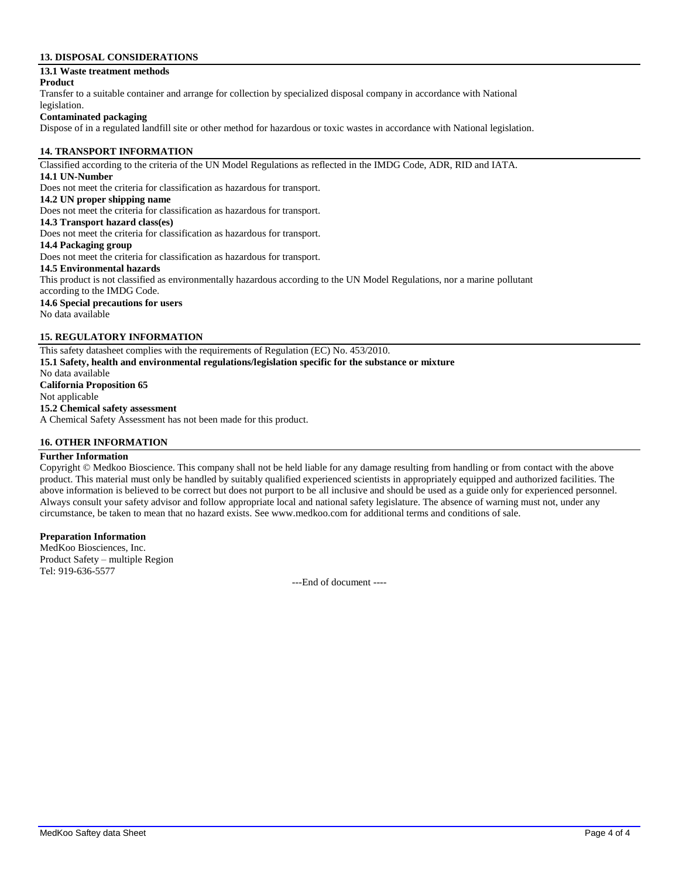## 13. DISPOSAL CONSIDERATIONS

### 13.1 Waste treatment methods

**Product**

Transfer to a suitable container and arrange for collection by specialized disposal company in accordance with National legislation.

**Contaminated packaging**

Dispose of in a regulated landfill site or other method for hazardous or toxic wastes in accordance with National legislation.

## 14. TRANSPORT INFORMATION

Classified according to the criteria of the UN Model Regulations as reflected in the IMDG Code, ADR, RID and IATA.

### 14.1 UN-Number

Does not meet the criteria for classification as hazardous for transport.

### 14.2 UN proper shipping name

Does not meet the criteria for classification as hazardous for transport.

### 14.3 Transport hazard class(es)

Does not meet the criteria for classification as hazardous for transport.

### 14.4 Packaging group

Does not meet the criteria for classification as hazardous for transport.

### 14.5 Environmental hazards

This product is not classified as environmentally hazardous according to the UN Model Regulations, nor a marine pollutant according to the IMDG Code.

### 14.6 Special precautions for users

No data available

## 15. REGULATORY INFORMATION

This safety datasheet complies with the requirements of Regulation (EC) No. 453/2010.

### 15.1 Safety, health and environmental regulations/legislation specific for the substance or mixture

No data available

**California Proposition 65**

Not applicable

### 15.2 Chemical safety assessment

A Chemical Safety Assessment has not been made for this product.

## 16. OTHER INFORMATION

**Further Information**

Copyright © Medkoo Bioscience. This company shall not be held liable for any damage resulting from handling or from contact with the above product. This material must only be handled by suitably qualified experienced scientists in appropriately equipped and authorized facilities. The above information is believed to be correct but does not purport to be all inclusive and should be used as a guide only for experienced personnel. Always consult your safety advisor and follow appropriate local and national safety legislature. The absence of warning must not, under any circumstance, be taken to mean that no hazard exists. See www.medkoo.com for additional terms and conditions of sale.

**Preparation Information**

MedKoo Biosciences, Inc.
Product Safety – multiple Region
Tel: 919-636-5577

---End of document ----